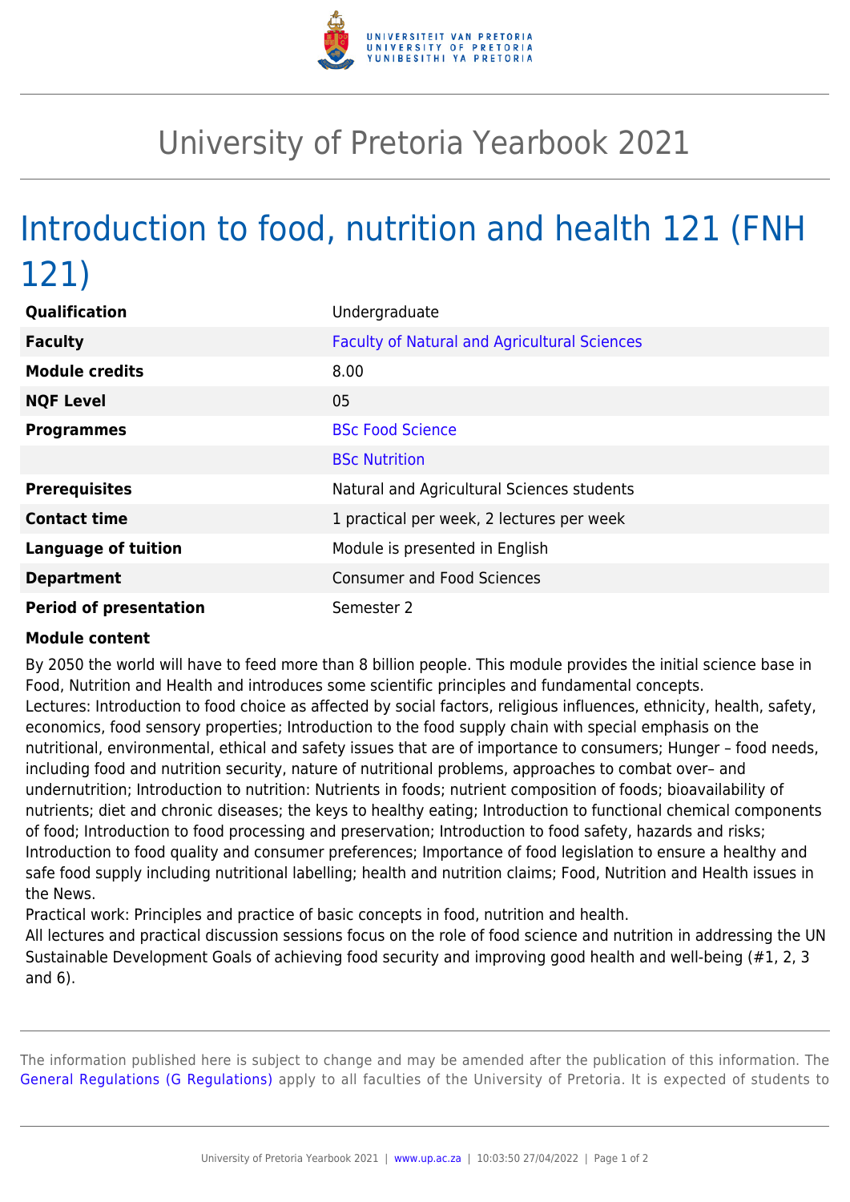# University of Pretoria Yearbook 2021

## Introduction to food, nutrition and health 121 (FNH 121)

| | |
|---|---|
| **Qualification** | Undergraduate |
| **Faculty** | Faculty of Natural and Agricultural Sciences |
| **Module credits** | 8.00 |
| **NQF Level** | 05 |
| **Programmes** | BSc Food Science |
| | BSc Nutrition |
| **Prerequisites** | Natural and Agricultural Sciences students |
| **Contact time** | 1 practical per week, 2 lectures per week |
| **Language of tuition** | Module is presented in English |
| **Department** | Consumer and Food Sciences |
| **Period of presentation** | Semester 2 |

**Module content**

By 2050 the world will have to feed more than 8 billion people. This module provides the initial science base in Food, Nutrition and Health and introduces some scientific principles and fundamental concepts.
Lectures: Introduction to food choice as affected by social factors, religious influences, ethnicity, health, safety, economics, food sensory properties; Introduction to the food supply chain with special emphasis on the nutritional, environmental, ethical and safety issues that are of importance to consumers; Hunger – food needs, including food and nutrition security, nature of nutritional problems, approaches to combat over– and undernutrition; Introduction to nutrition: Nutrients in foods; nutrient composition of foods; bioavailability of nutrients; diet and chronic diseases; the keys to healthy eating; Introduction to functional chemical components of food; Introduction to food processing and preservation; Introduction to food safety, hazards and risks; Introduction to food quality and consumer preferences; Importance of food legislation to ensure a healthy and safe food supply including nutritional labelling; health and nutrition claims; Food, Nutrition and Health issues in the News.
Practical work: Principles and practice of basic concepts in food, nutrition and health.
All lectures and practical discussion sessions focus on the role of food science and nutrition in addressing the UN Sustainable Development Goals of achieving food security and improving good health and well-being (#1, 2, 3 and 6).

The information published here is subject to change and may be amended after the publication of this information. The General Regulations (G Regulations) apply to all faculties of the University of Pretoria. It is expected of students to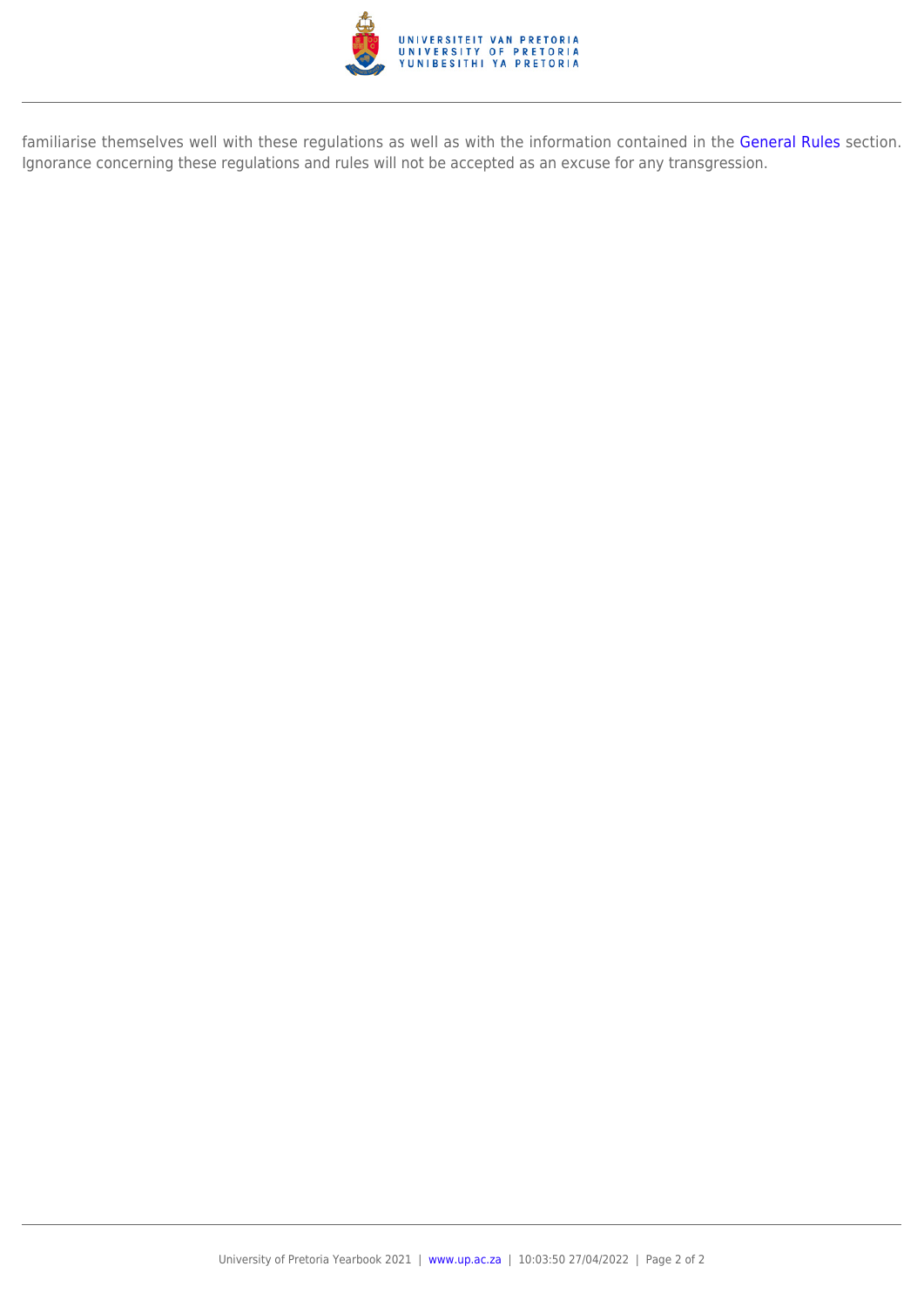familiarise themselves well with these regulations as well as with the information contained in the General Rules section. Ignorance concerning these regulations and rules will not be accepted as an excuse for any transgression.